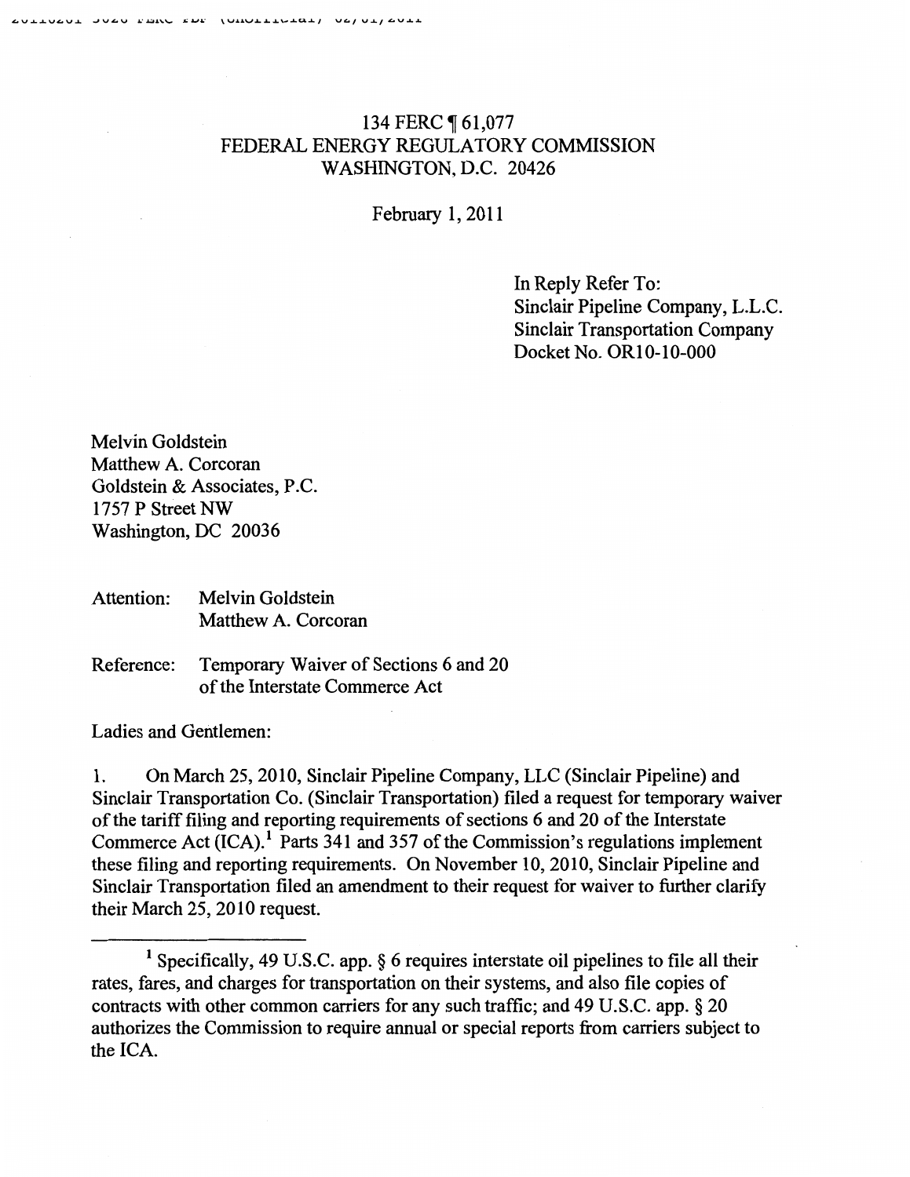134 FERC ¶ 61,077
FEDERAL ENERGY REGULATORY COMMISSION
WASHINGTON, D.C. 20426

February 1, 2011

In Reply Refer To:
Sinclair Pipeline Company, L.L.C.
Sinclair Transportation Company
Docket No. OR10-10-000

Melvin Goldstein
Matthew A. Corcoran
Goldstein & Associates, P.C.
1757 P Street NW
Washington, DC 20036

Attention: Melvin Goldstein
Matthew A. Corcoran

Reference: Temporary Waiver of Sections 6 and 20 of the Interstate Commerce Act

Ladies and Gentlemen:

1. On March 25, 2010, Sinclair Pipeline Company, LLC (Sinclair Pipeline) and Sinclair Transportation Co. (Sinclair Transportation) filed a request for temporary waiver of the tariff filing and reporting requirements of sections 6 and 20 of the Interstate Commerce Act (ICA).[1] Parts 341 and 357 of the Commission's regulations implement these filing and reporting requirements. On November 10, 2010, Sinclair Pipeline and Sinclair Transportation filed an amendment to their request for waiver to further clarify their March 25, 2010 request.

[1] Specifically, 49 U.S.C. app. § 6 requires interstate oil pipelines to file all their rates, fares, and charges for transportation on their systems, and also file copies of contracts with other common carriers for any such traffic; and 49 U.S.C. app. § 20 authorizes the Commission to require annual or special reports from carriers subject to the ICA.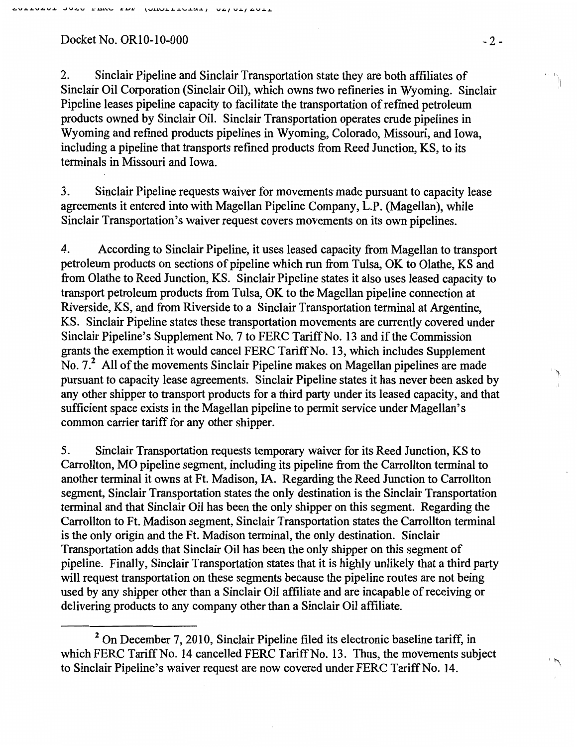Docket No. OR10-10-000

2. Sinclair Pipeline and Sinclair Transportation state they are both affiliates of Sinclair Oil Corporation (Sinclair Oil), which owns two refineries in Wyoming. Sinclair Pipeline leases pipeline capacity to facilitate the transportation of refined petroleum products owned by Sinclair Oil. Sinclair Transportation operates crude pipelines in Wyoming and refined products pipelines in Wyoming, Colorado, Missouri, and Iowa, including a pipeline that transports refined products from Reed Junction, KS, to its terminals in Missouri and Iowa.

3. Sinclair Pipeline requests waiver for movements made pursuant to capacity lease agreements it entered into with Magellan Pipeline Company, L.P. (Magellan), while Sinclair Transportation's waiver request covers movements on its own pipelines.

4. According to Sinclair Pipeline, it uses leased capacity from Magellan to transport petroleum products on sections of pipeline which run from Tulsa, OK to Olathe, KS and from Olathe to Reed Junction, KS. Sinclair Pipeline states it also uses leased capacity to transport petroleum products from Tulsa, OK to the Magellan pipeline connection at Riverside, KS, and from Riverside to a Sinclair Transportation terminal at Argentine, KS. Sinclair Pipeline states these transportation movements are currently covered under Sinclair Pipeline's Supplement No. 7 to FERC Tariff No. 13 and if the Commission grants the exemption it would cancel FERC Tariff No. 13, which includes Supplement No. 7.[2] All of the movements Sinclair Pipeline makes on Magellan pipelines are made pursuant to capacity lease agreements. Sinclair Pipeline states it has never been asked by any other shipper to transport products for a third party under its leased capacity, and that sufficient space exists in the Magellan pipeline to permit service under Magellan's common carrier tariff for any other shipper.

5. Sinclair Transportation requests temporary waiver for its Reed Junction, KS to Carrollton, MO pipeline segment, including its pipeline from the Carrollton terminal to another terminal it owns at Ft. Madison, IA. Regarding the Reed Junction to Carrollton segment, Sinclair Transportation states the only destination is the Sinclair Transportation terminal and that Sinclair Oil has been the only shipper on this segment. Regarding the Carrollton to Ft. Madison segment, Sinclair Transportation states the Carrollton terminal is the only origin and the Ft. Madison terminal, the only destination. Sinclair Transportation adds that Sinclair Oil has been the only shipper on this segment of pipeline. Finally, Sinclair Transportation states that it is highly unlikely that a third party will request transportation on these segments because the pipeline routes are not being used by any shipper other than a Sinclair Oil affiliate and are incapable of receiving or delivering products to any company other than a Sinclair Oil affiliate.

[2] On December 7, 2010, Sinclair Pipeline filed its electronic baseline tariff, in which FERC Tariff No. 14 cancelled FERC Tariff No. 13. Thus, the movements subject to Sinclair Pipeline's waiver request are now covered under FERC Tariff No. 14.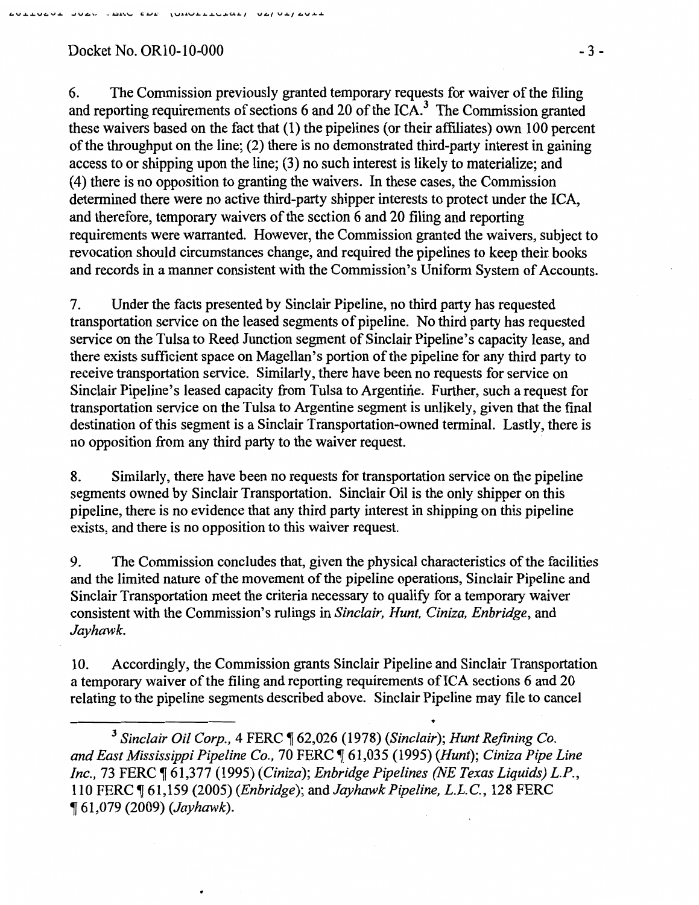6. The Commission previously granted temporary requests for waiver of the filing and reporting requirements of sections 6 and 20 of the ICA.[3] The Commission granted these waivers based on the fact that (1) the pipelines (or their affiliates) own 100 percent of the throughput on the line; (2) there is no demonstrated third-party interest in gaining access to or shipping upon the line; (3) no such interest is likely to materialize; and (4) there is no opposition to granting the waivers. In these cases, the Commission determined there were no active third-party shipper interests to protect under the ICA, and therefore, temporary waivers of the section 6 and 20 filing and reporting requirements were warranted. However, the Commission granted the waivers, subject to revocation should circumstances change, and required the pipelines to keep their books and records in a manner consistent with the Commission's Uniform System of Accounts.

7. Under the facts presented by Sinclair Pipeline, no third party has requested transportation service on the leased segments of pipeline. No third party has requested service on the Tulsa to Reed Junction segment of Sinclair Pipeline's capacity lease, and there exists sufficient space on Magellan's portion of the pipeline for any third party to receive transportation service. Similarly, there have been no requests for service on Sinclair Pipeline's leased capacity from Tulsa to Argentine. Further, such a request for transportation service on the Tulsa to Argentine segment is unlikely, given that the final destination of this segment is a Sinclair Transportation-owned terminal. Lastly, there is no opposition from any third party to the waiver request.

8. Similarly, there have been no requests for transportation service on the pipeline segments owned by Sinclair Transportation. Sinclair Oil is the only shipper on this pipeline, there is no evidence that any third party interest in shipping on this pipeline exists, and there is no opposition to this waiver request.

9. The Commission concludes that, given the physical characteristics of the facilities and the limited nature of the movement of the pipeline operations, Sinclair Pipeline and Sinclair Transportation meet the criteria necessary to qualify for a temporary waiver consistent with the Commission's rulings in *Sinclair, Hunt, Ciniza, Enbridge*, and *Jayhawk*.

10. Accordingly, the Commission grants Sinclair Pipeline and Sinclair Transportation a temporary waiver of the filing and reporting requirements of ICA sections 6 and 20 relating to the pipeline segments described above. Sinclair Pipeline may file to cancel

---

[3] *Sinclair Oil Corp.*, 4 FERC ¶ 62,026 (1978) (*Sinclair*); *Hunt Refining Co. and East Mississippi Pipeline Co.*, 70 FERC ¶ 61,035 (1995) (*Hunt*); *Ciniza Pipe Line Inc.*, 73 FERC ¶ 61,377 (1995) (*Ciniza*); *Enbridge Pipelines (NE Texas Liquids) L.P.*, 110 FERC ¶ 61,159 (2005) (*Enbridge*); and *Jayhawk Pipeline, L.L.C.*, 128 FERC ¶ 61,079 (2009) (*Jayhawk*).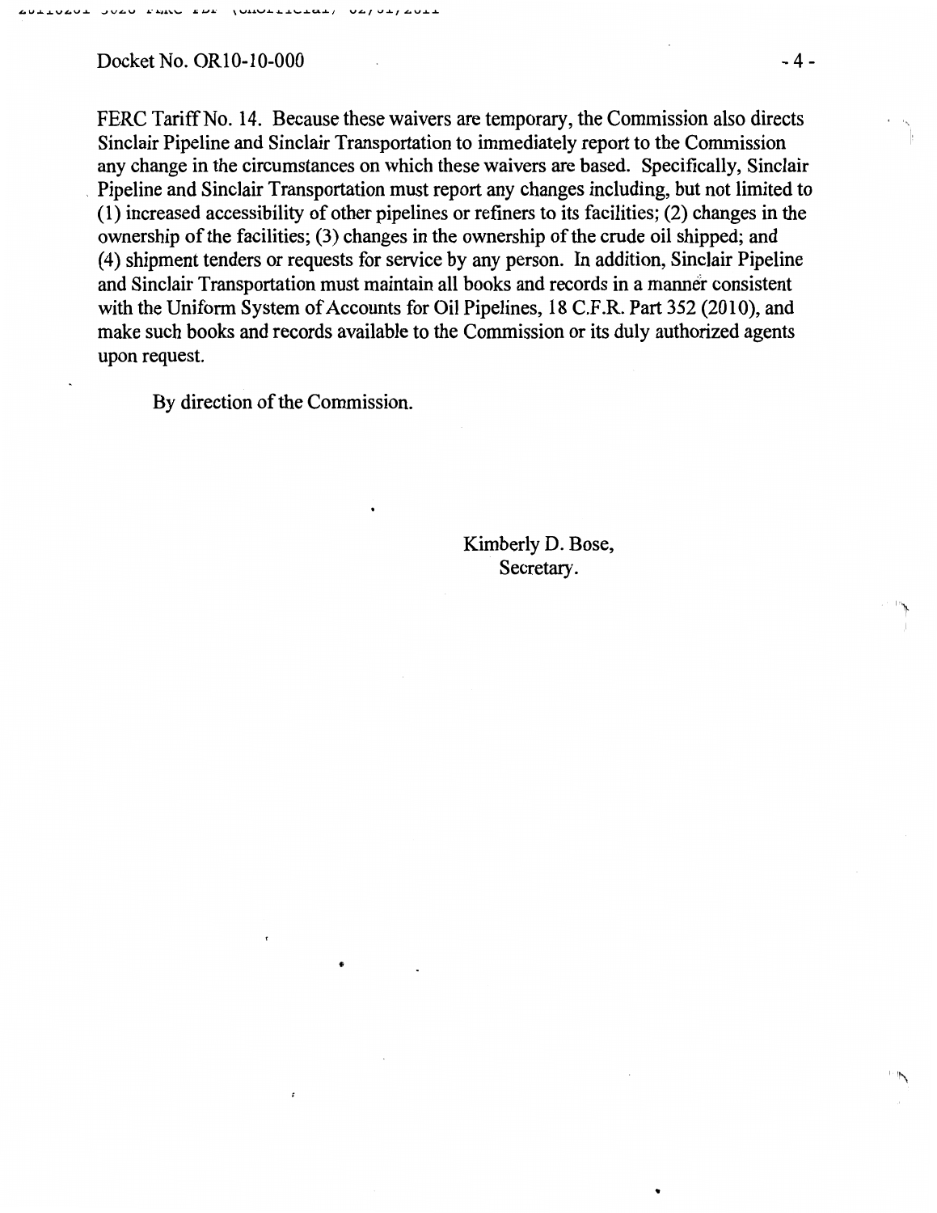FERC Tariff No. 14. Because these waivers are temporary, the Commission also directs Sinclair Pipeline and Sinclair Transportation to immediately report to the Commission any change in the circumstances on which these waivers are based. Specifically, Sinclair Pipeline and Sinclair Transportation must report any changes including, but not limited to (1) increased accessibility of other pipelines or refiners to its facilities; (2) changes in the ownership of the facilities; (3) changes in the ownership of the crude oil shipped; and (4) shipment tenders or requests for service by any person. In addition, Sinclair Pipeline and Sinclair Transportation must maintain all books and records in a manner consistent with the Uniform System of Accounts for Oil Pipelines, 18 C.F.R. Part 352 (2010), and make such books and records available to the Commission or its duly authorized agents upon request.

By direction of the Commission.

Kimberly D. Bose,
Secretary.